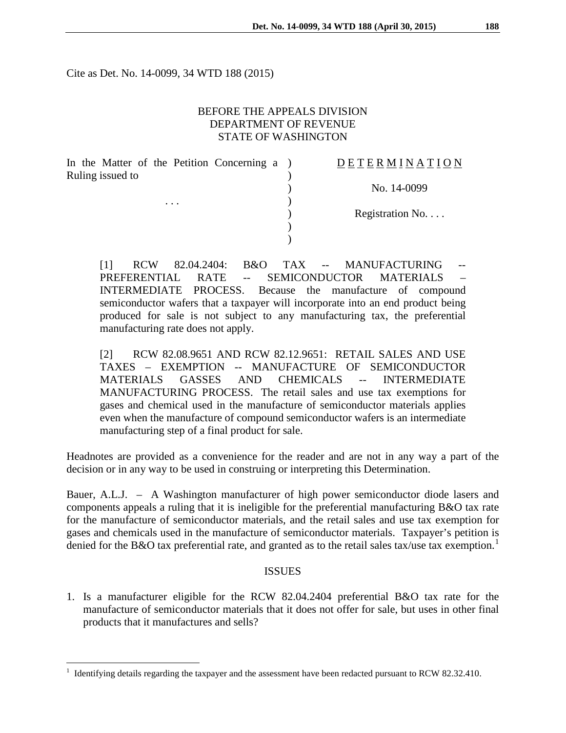Cite as Det. No. 14-0099, 34 WTD 188 (2015)

BEFORE THE APPEALS DIVISION
DEPARTMENT OF REVENUE
STATE OF WASHINGTON

| | | |
|---|---|---|
| In the Matter of the Petition Concerning a Ruling issued to | ) | D E T E R M I N A T I O N |
| | ) | No. 14-0099 |
| . . . | ) | |
| | ) | Registration No. . . . |
| | ) | |

[1] RCW 82.04.2404: B&O TAX -- MANUFACTURING -- PREFERENTIAL RATE -- SEMICONDUCTOR MATERIALS – INTERMEDIATE PROCESS. Because the manufacture of compound semiconductor wafers that a taxpayer will incorporate into an end product being produced for sale is not subject to any manufacturing tax, the preferential manufacturing rate does not apply.

[2] RCW 82.08.9651 AND RCW 82.12.9651: RETAIL SALES AND USE TAXES – EXEMPTION -- MANUFACTURE OF SEMICONDUCTOR MATERIALS GASSES AND CHEMICALS -- INTERMEDIATE MANUFACTURING PROCESS. The retail sales and use tax exemptions for gases and chemical used in the manufacture of semiconductor materials applies even when the manufacture of compound semiconductor wafers is an intermediate manufacturing step of a final product for sale.

Headnotes are provided as a convenience for the reader and are not in any way a part of the decision or in any way to be used in construing or interpreting this Determination.

Bauer, A.L.J. – A Washington manufacturer of high power semiconductor diode lasers and components appeals a ruling that it is ineligible for the preferential manufacturing B&O tax rate for the manufacture of semiconductor materials, and the retail sales and use tax exemption for gases and chemicals used in the manufacture of semiconductor materials. Taxpayer's petition is denied for the B&O tax preferential rate, and granted as to the retail sales tax/use tax exemption.[1]

## ISSUES

1. Is a manufacturer eligible for the RCW 82.04.2404 preferential B&O tax rate for the manufacture of semiconductor materials that it does not offer for sale, but uses in other final products that it manufactures and sells?

---

[1] Identifying details regarding the taxpayer and the assessment have been redacted pursuant to RCW 82.32.410.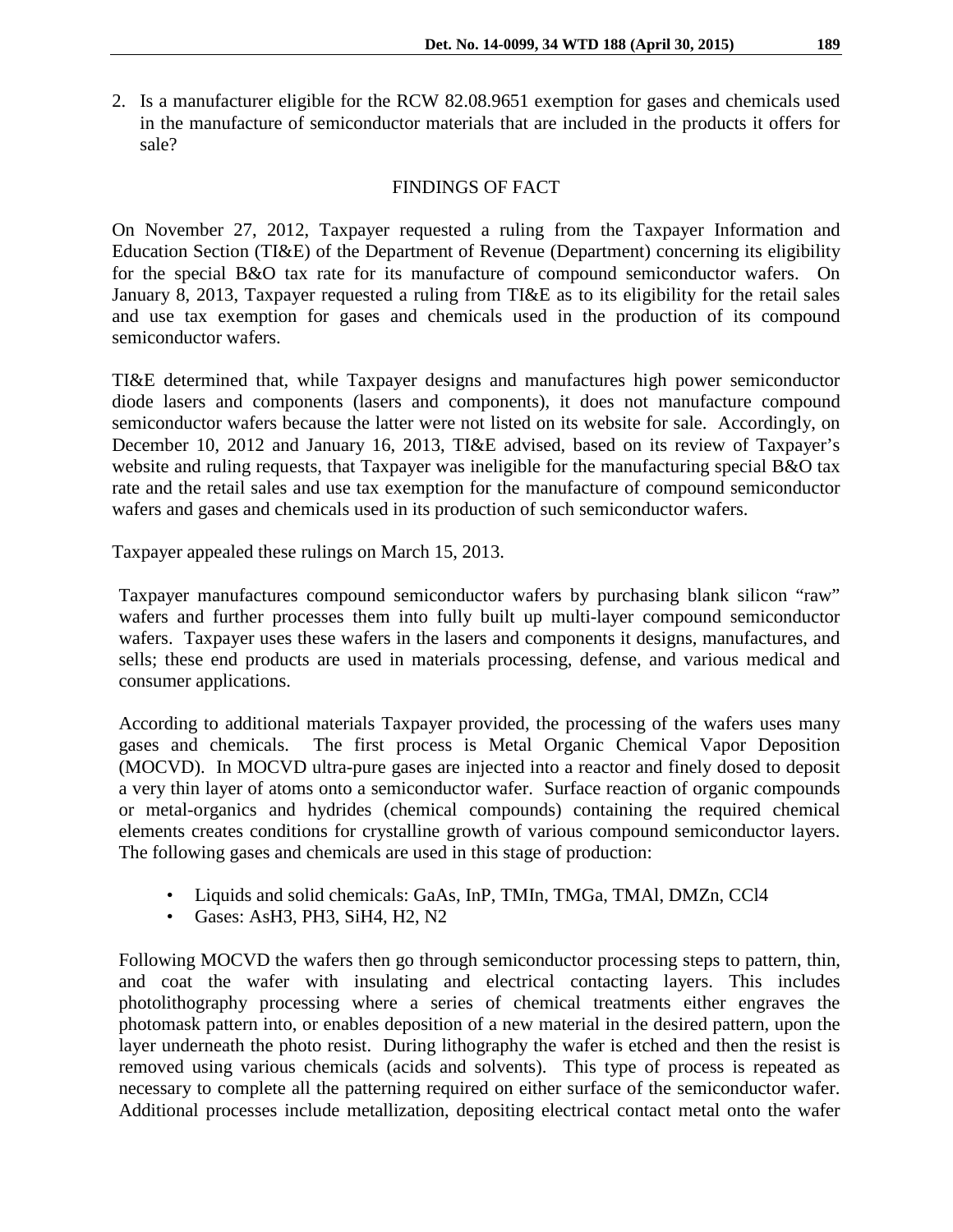2. Is a manufacturer eligible for the RCW 82.08.9651 exemption for gases and chemicals used in the manufacture of semiconductor materials that are included in the products it offers for sale?

## FINDINGS OF FACT

On November 27, 2012, Taxpayer requested a ruling from the Taxpayer Information and Education Section (TI&E) of the Department of Revenue (Department) concerning its eligibility for the special B&O tax rate for its manufacture of compound semiconductor wafers. On January 8, 2013, Taxpayer requested a ruling from TI&E as to its eligibility for the retail sales and use tax exemption for gases and chemicals used in the production of its compound semiconductor wafers.

TI&E determined that, while Taxpayer designs and manufactures high power semiconductor diode lasers and components (lasers and components), it does not manufacture compound semiconductor wafers because the latter were not listed on its website for sale. Accordingly, on December 10, 2012 and January 16, 2013, TI&E advised, based on its review of Taxpayer's website and ruling requests, that Taxpayer was ineligible for the manufacturing special B&O tax rate and the retail sales and use tax exemption for the manufacture of compound semiconductor wafers and gases and chemicals used in its production of such semiconductor wafers.

Taxpayer appealed these rulings on March 15, 2013.

> Taxpayer manufactures compound semiconductor wafers by purchasing blank silicon "raw" wafers and further processes them into fully built up multi-layer compound semiconductor wafers. Taxpayer uses these wafers in the lasers and components it designs, manufactures, and sells; these end products are used in materials processing, defense, and various medical and consumer applications.
>
> According to additional materials Taxpayer provided, the processing of the wafers uses many gases and chemicals. The first process is Metal Organic Chemical Vapor Deposition (MOCVD). In MOCVD ultra-pure gases are injected into a reactor and finely dosed to deposit a very thin layer of atoms onto a semiconductor wafer. Surface reaction of organic compounds or metal-organics and hydrides (chemical compounds) containing the required chemical elements creates conditions for crystalline growth of various compound semiconductor layers. The following gases and chemicals are used in this stage of production:
>
> - Liquids and solid chemicals: GaAs, InP, TMIn, TMGa, TMAl, DMZn, $CCl_4$
> - Gases: $AsH_3$, $PH_3$, $SiH_4$, $H_2$, $N_2$
>
> Following MOCVD the wafers then go through semiconductor processing steps to pattern, thin, and coat the wafer with insulating and electrical contacting layers. This includes photolithography processing where a series of chemical treatments either engraves the photomask pattern into, or enables deposition of a new material in the desired pattern, upon the layer underneath the photo resist. During lithography the wafer is etched and then the resist is removed using various chemicals (acids and solvents). This type of process is repeated as necessary to complete all the patterning required on either surface of the semiconductor wafer. Additional processes include metallization, depositing electrical contact metal onto the wafer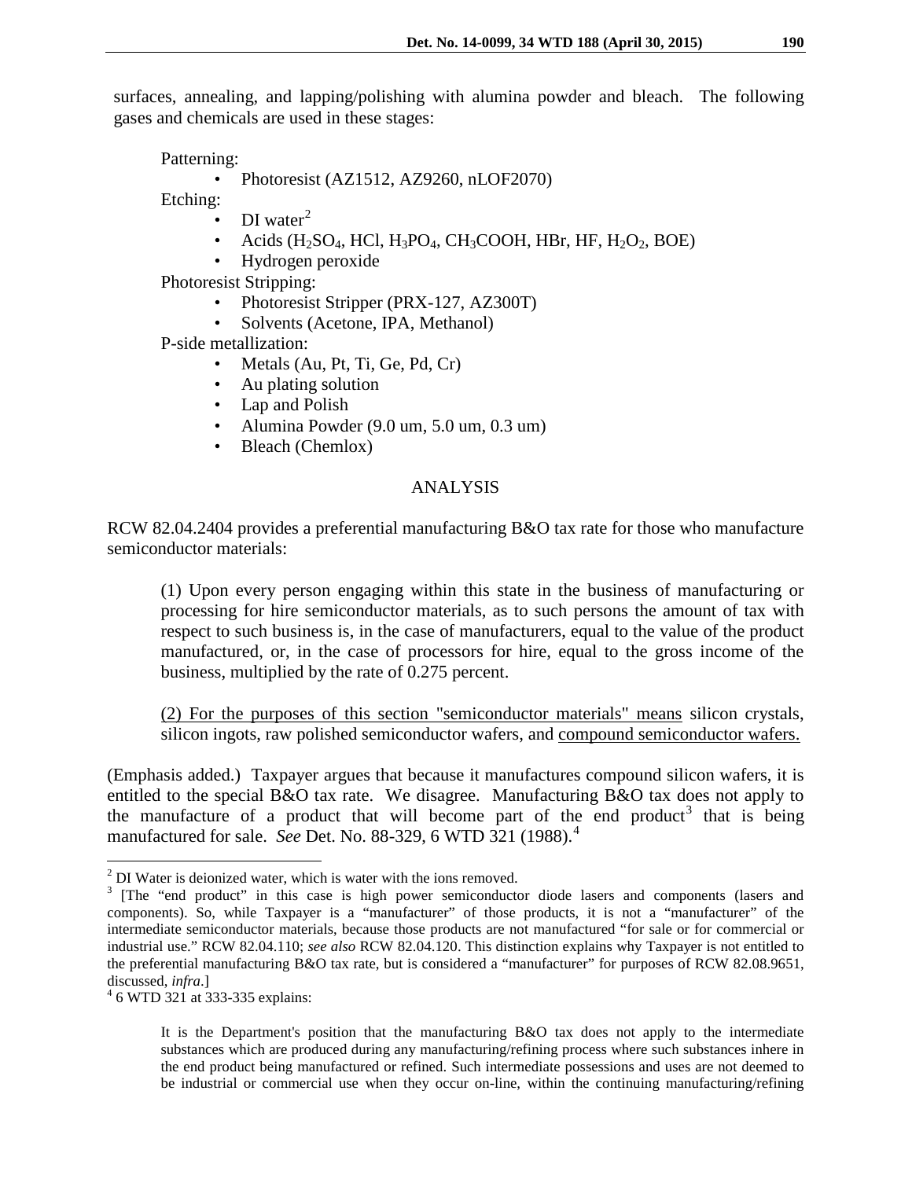surfaces, annealing, and lapping/polishing with alumina powder and bleach. The following gases and chemicals are used in these stages:

Patterning:
- Photoresist (AZ1512, AZ9260, nLOF2070)

Etching:
- DI water[2]
- Acids ($H_2SO_4$, HCl, $H_3PO_4$, $CH_3COOH$, HBr, HF, $H_2O_2$, BOE)
- Hydrogen peroxide

Photoresist Stripping:
- Photoresist Stripper (PRX-127, AZ300T)
- Solvents (Acetone, IPA, Methanol)

P-side metallization:
- Metals (Au, Pt, Ti, Ge, Pd, Cr)
- Au plating solution
- Lap and Polish
- Alumina Powder (9.0 um, 5.0 um, 0.3 um)
- Bleach (Chemlox)

## ANALYSIS

RCW 82.04.2404 provides a preferential manufacturing B&O tax rate for those who manufacture semiconductor materials:

> (1) Upon every person engaging within this state in the business of manufacturing or processing for hire semiconductor materials, as to such persons the amount of tax with respect to such business is, in the case of manufacturers, equal to the value of the product manufactured, or, in the case of processors for hire, equal to the gross income of the business, multiplied by the rate of 0.275 percent.
>
> <u>(2) For the purposes of this section "semiconductor materials" means</u> silicon crystals, silicon ingots, raw polished semiconductor wafers, and <u>compound semiconductor wafers.</u>

(Emphasis added.) Taxpayer argues that because it manufactures compound silicon wafers, it is entitled to the special B&O tax rate. We disagree. Manufacturing B&O tax does not apply to the manufacture of a product that will become part of the end product[3] that is being manufactured for sale. *See* Det. No. 88-329, 6 WTD 321 (1988).[4]

---

[2] DI Water is deionized water, which is water with the ions removed.

[3] [The "end product" in this case is high power semiconductor diode lasers and components (lasers and components). So, while Taxpayer is a "manufacturer" of those products, it is not a "manufacturer" of the intermediate semiconductor materials, because those products are not manufactured "for sale or for commercial or industrial use." RCW 82.04.110; *see also* RCW 82.04.120. This distinction explains why Taxpayer is not entitled to the preferential manufacturing B&O tax rate, but is considered a "manufacturer" for purposes of RCW 82.08.9651, discussed, *infra*.]

[4] 6 WTD 321 at 333-335 explains:

> It is the Department's position that the manufacturing B&O tax does not apply to the intermediate substances which are produced during any manufacturing/refining process where such substances inhere in the end product being manufactured or refined. Such intermediate possessions and uses are not deemed to be industrial or commercial use when they occur on-line, within the continuing manufacturing/refining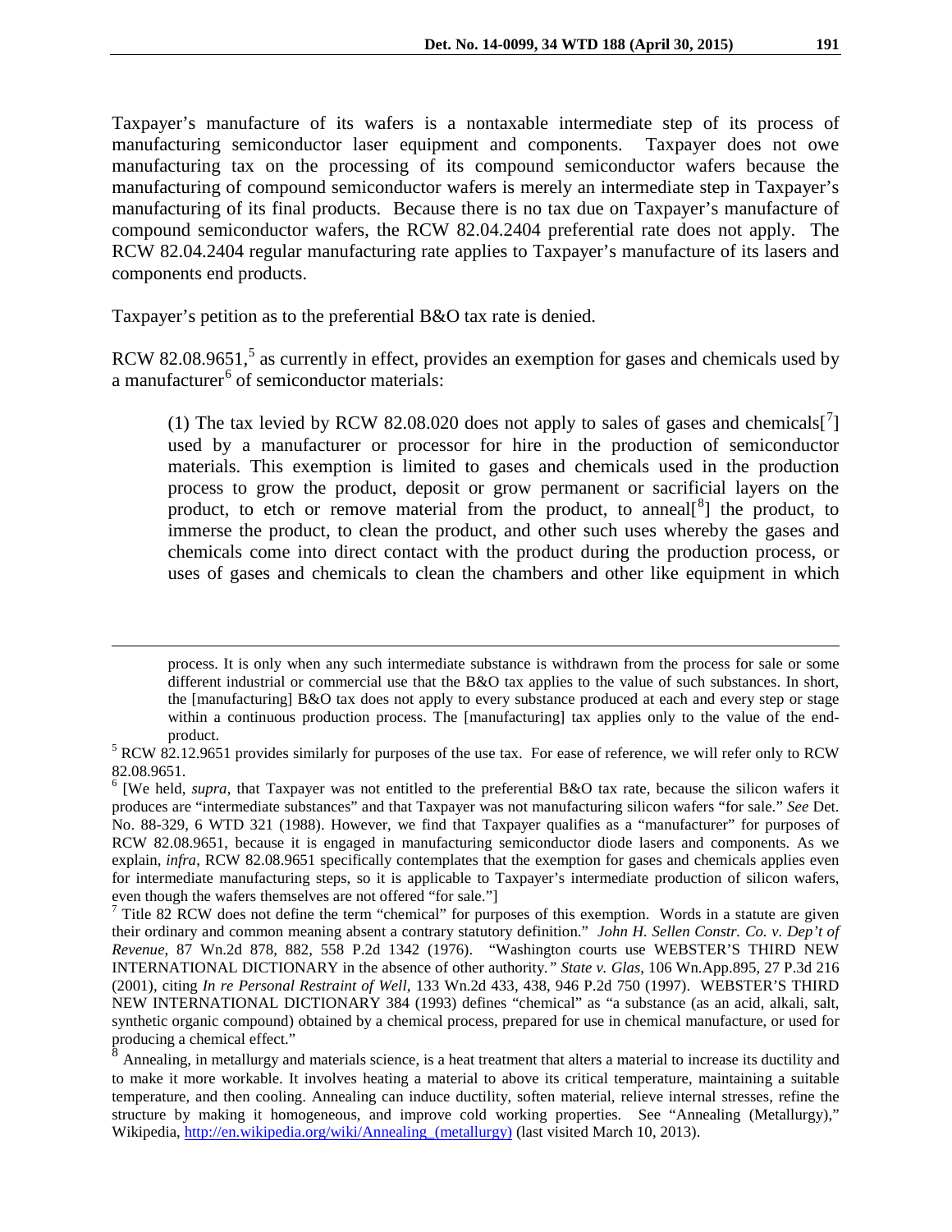Taxpayer's manufacture of its wafers is a nontaxable intermediate step of its process of manufacturing semiconductor laser equipment and components. Taxpayer does not owe manufacturing tax on the processing of its compound semiconductor wafers because the manufacturing of compound semiconductor wafers is merely an intermediate step in Taxpayer's manufacturing of its final products. Because there is no tax due on Taxpayer's manufacture of compound semiconductor wafers, the RCW 82.04.2404 preferential rate does not apply. The RCW 82.04.2404 regular manufacturing rate applies to Taxpayer's manufacture of its lasers and components end products.

Taxpayer's petition as to the preferential B&O tax rate is denied.

RCW 82.08.9651,[5] as currently in effect, provides an exemption for gases and chemicals used by a manufacturer[6] of semiconductor materials:

> (1) The tax levied by RCW 82.08.020 does not apply to sales of gases and chemicals[[7]] used by a manufacturer or processor for hire in the production of semiconductor materials. This exemption is limited to gases and chemicals used in the production process to grow the product, deposit or grow permanent or sacrificial layers on the product, to etch or remove material from the product, to anneal[[8]] the product, to immerse the product, to clean the product, and other such uses whereby the gases and chemicals come into direct contact with the product during the production process, or uses of gases and chemicals to clean the chambers and other like equipment in which

---

process. It is only when any such intermediate substance is withdrawn from the process for sale or some different industrial or commercial use that the B&O tax applies to the value of such substances. In short, the [manufacturing] B&O tax does not apply to every substance produced at each and every step or stage within a continuous production process. The [manufacturing] tax applies only to the value of the end-product.

[5] RCW 82.12.9651 provides similarly for purposes of the use tax. For ease of reference, we will refer only to RCW 82.08.9651.

[6] [We held, *supra*, that Taxpayer was not entitled to the preferential B&O tax rate, because the silicon wafers it produces are "intermediate substances" and that Taxpayer was not manufacturing silicon wafers "for sale." *See* Det. No. 88-329, 6 WTD 321 (1988). However, we find that Taxpayer qualifies as a "manufacturer" for purposes of RCW 82.08.9651, because it is engaged in manufacturing semiconductor diode lasers and components. As we explain, *infra*, RCW 82.08.9651 specifically contemplates that the exemption for gases and chemicals applies even for intermediate manufacturing steps, so it is applicable to Taxpayer's intermediate production of silicon wafers, even though the wafers themselves are not offered "for sale."]

[7] Title 82 RCW does not define the term "chemical" for purposes of this exemption. Words in a statute are given their ordinary and common meaning absent a contrary statutory definition." *John H. Sellen Constr. Co. v. Dep't of Revenue*, 87 Wn.2d 878, 882, 558 P.2d 1342 (1976). "Washington courts use WEBSTER'S THIRD NEW INTERNATIONAL DICTIONARY in the absence of other authority.*" State v. Glas*, 106 Wn.App.895, 27 P.3d 216 (2001), citing *In re Personal Restraint of Well*, 133 Wn.2d 433, 438, 946 P.2d 750 (1997). WEBSTER'S THIRD NEW INTERNATIONAL DICTIONARY 384 (1993) defines "chemical" as "a substance (as an acid, alkali, salt, synthetic organic compound) obtained by a chemical process, prepared for use in chemical manufacture, or used for producing a chemical effect."

[8] Annealing, in metallurgy and materials science, is a heat treatment that alters a material to increase its ductility and to make it more workable. It involves heating a material to above its critical temperature, maintaining a suitable temperature, and then cooling. Annealing can induce ductility, soften material, relieve internal stresses, refine the structure by making it homogeneous, and improve cold working properties. See "Annealing (Metallurgy)," Wikipedia, http://en.wikipedia.org/wiki/Annealing_(metallurgy) (last visited March 10, 2013).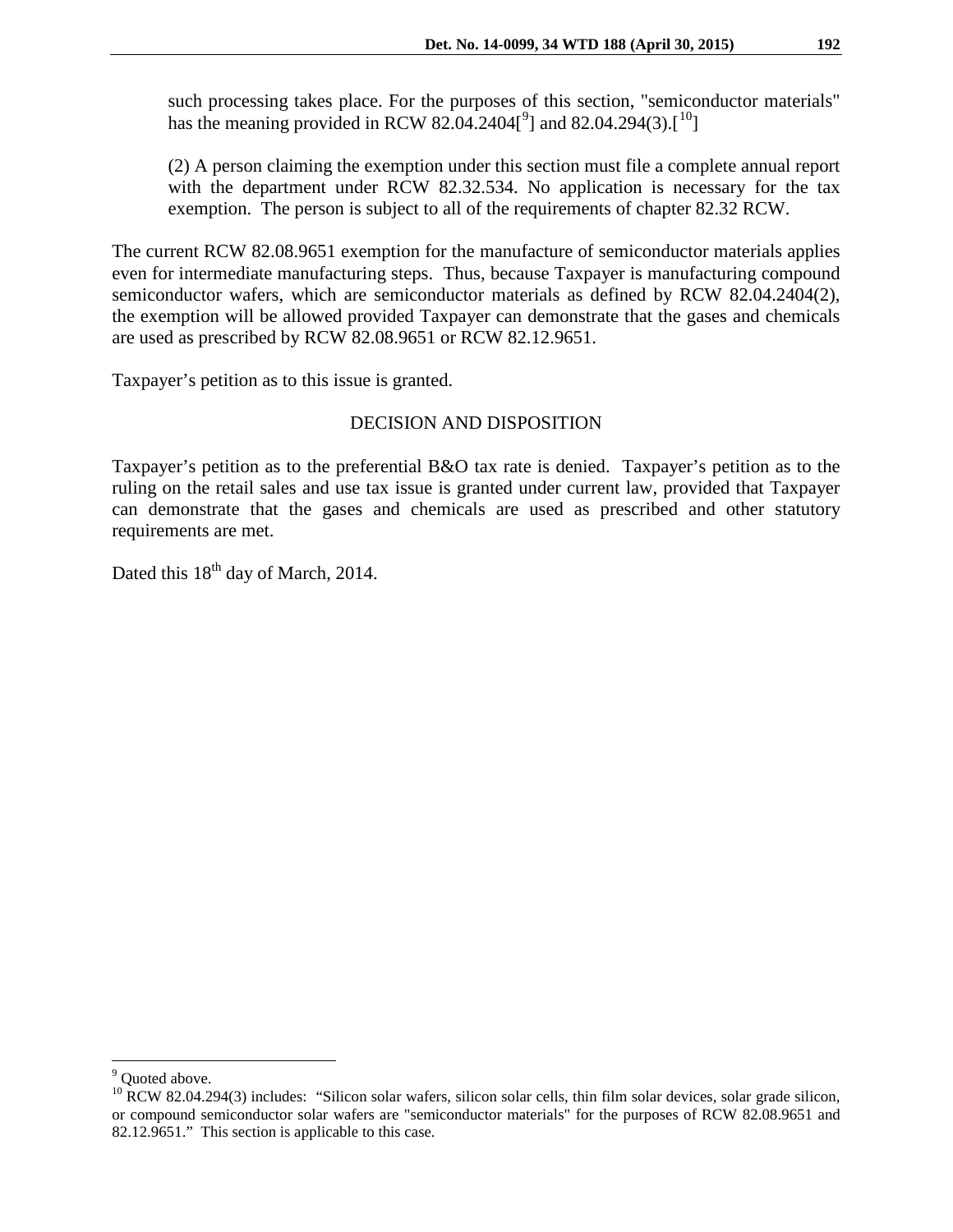such processing takes place. For the purposes of this section, "semiconductor materials" has the meaning provided in RCW 82.04.2404[[9]] and 82.04.294(3).[[10]]

(2) A person claiming the exemption under this section must file a complete annual report with the department under RCW 82.32.534. No application is necessary for the tax exemption. The person is subject to all of the requirements of chapter 82.32 RCW.

The current RCW 82.08.9651 exemption for the manufacture of semiconductor materials applies even for intermediate manufacturing steps. Thus, because Taxpayer is manufacturing compound semiconductor wafers, which are semiconductor materials as defined by RCW 82.04.2404(2), the exemption will be allowed provided Taxpayer can demonstrate that the gases and chemicals are used as prescribed by RCW 82.08.9651 or RCW 82.12.9651.

Taxpayer's petition as to this issue is granted.

## DECISION AND DISPOSITION

Taxpayer's petition as to the preferential B&O tax rate is denied. Taxpayer's petition as to the ruling on the retail sales and use tax issue is granted under current law, provided that Taxpayer can demonstrate that the gases and chemicals are used as prescribed and other statutory requirements are met.

Dated this 18th day of March, 2014.

---

[9] Quoted above.

[10] RCW 82.04.294(3) includes: "Silicon solar wafers, silicon solar cells, thin film solar devices, solar grade silicon, or compound semiconductor solar wafers are "semiconductor materials" for the purposes of RCW 82.08.9651 and 82.12.9651." This section is applicable to this case.